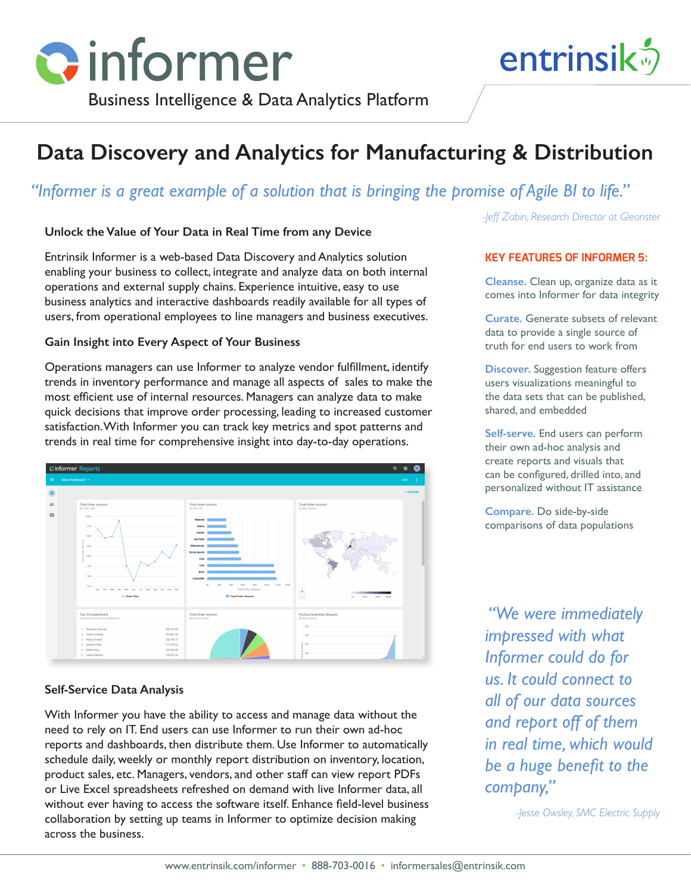# informer

Business Intelligence & Data Analytics Platform

entrinsik

# Data Discovery and Analytics for Manufacturing & Distribution

*"Informer is a great example of a solution that is bringing the promise of Agile BI to life."*

*-Jeff Zabin, Research Director at Gleanster*

## Unlock the Value of Your Data in Real Time from any Device

Entrinsik Informer is a web-based Data Discovery and Analytics solution enabling your business to collect, integrate and analyze data on both internal operations and external supply chains. Experience intuitive, easy to use business analytics and interactive dashboards readily available for all types of users, from operational employees to line managers and business executives.

## Gain Insight into Every Aspect of Your Business

Operations managers can use Informer to analyze vendor fulfillment, identify trends in inventory performance and manage all aspects of sales to make the most efficient use of internal resources. Managers can analyze data to make quick decisions that improve order processing, leading to increased customer satisfaction. With Informer you can track key metrics and spot patterns and trends in real time for comprehensive insight into day-to-day operations.

## Self-Service Data Analysis

With Informer you have the ability to access and manage data without the need to rely on IT. End users can use Informer to run their own ad-hoc reports and dashboards, then distribute them. Use Informer to automatically schedule daily, weekly or monthly report distribution on inventory, location, product sales, etc. Managers, vendors, and other staff can view report PDFs or Live Excel spreadsheets refreshed on demand with live Informer data, all without ever having to access the software itself. Enhance field-level business collaboration by setting up teams in Informer to optimize decision making across the business.

## KEY FEATURES OF INFORMER 5:

**Cleanse.** Clean up, organize data as it comes into Informer for data integrity

**Curate.** Generate subsets of relevant data to provide a single source of truth for end users to work from

**Discover.** Suggestion feature offers users visualizations meaningful to the data sets that can be published, shared, and embedded

**Self-serve.** End users can perform their own ad-hoc analysis and create reports and visuals that can be configured, drilled into, and personalized without IT assistance

**Compare.** Do side-by-side comparisons of data populations

*"We were immediately impressed with what Informer could do for us. It could connect to all of our data sources and report off of them in real time, which would be a huge benefit to the company."*

*-Jesse Owsley, SMC Electric Supply*

www.entrinsik.com/informer • 888-703-0016 • informersales@entrinsik.com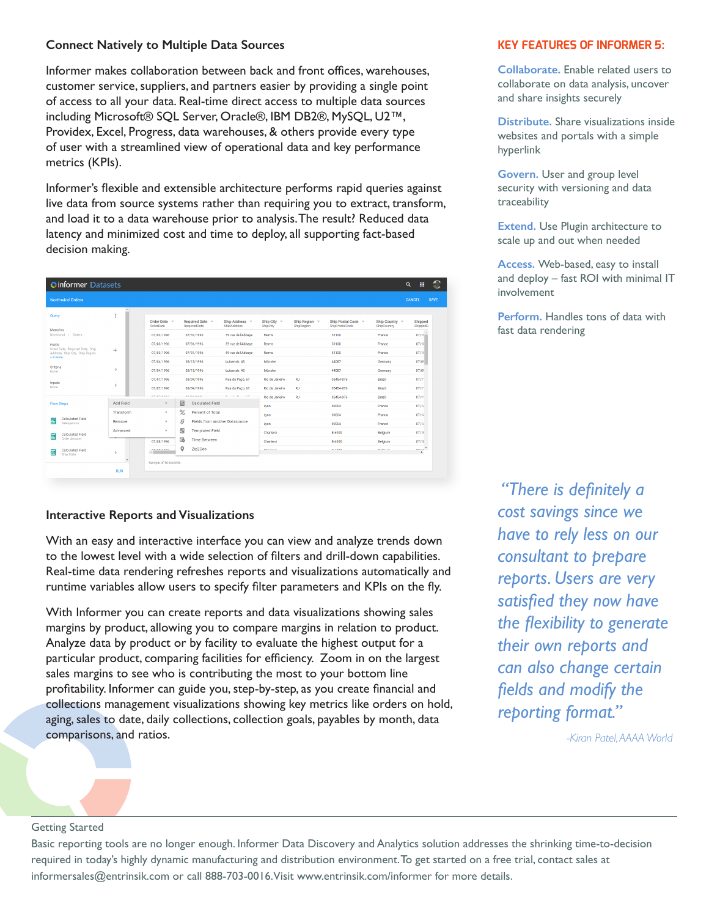## Connect Natively to Multiple Data Sources

Informer makes collaboration between back and front offices, warehouses, customer service, suppliers, and partners easier by providing a single point of access to all your data. Real-time direct access to multiple data sources including Microsoft® SQL Server, Oracle®, IBM DB2®, MySQL, U2™, Providex, Excel, Progress, data warehouses, & others provide every type of user with a streamlined view of operational data and key performance metrics (KPIs).

Informer's flexible and extensible architecture performs rapid queries against live data from source systems rather than requiring you to extract, transform, and load it to a data warehouse prior to analysis. The result? Reduced data latency and minimized cost and time to deploy, all supporting fact-based decision making.

## Interactive Reports and Visualizations

With an easy and interactive interface you can view and analyze trends down to the lowest level with a wide selection of filters and drill-down capabilities. Real-time data rendering refreshes reports and visualizations automatically and runtime variables allow users to specify filter parameters and KPIs on the fly.

With Informer you can create reports and data visualizations showing sales margins by product, allowing you to compare margins in relation to product. Analyze data by product or by facility to evaluate the highest output for a particular product, comparing facilities for efficiency. Zoom in on the largest sales margins to see who is contributing the most to your bottom line profitability. Informer can guide you, step-by-step, as you create financial and collections management visualizations showing key metrics like orders on hold, aging, sales to date, daily collections, collection goals, payables by month, data comparisons, and ratios.

## KEY FEATURES OF INFORMER 5:

**Collaborate.** Enable related users to collaborate on data analysis, uncover and share insights securely

**Distribute.** Share visualizations inside websites and portals with a simple hyperlink

**Govern.** User and group level security with versioning and data traceability

**Extend.** Use Plugin architecture to scale up and out when needed

**Access.** Web-based, easy to install and deploy – fast ROI with minimal IT involvement

**Perform.** Handles tons of data with fast data rendering

> *"There is definitely a cost savings since we have to rely less on our consultant to prepare reports. Users are very satisfied they now have the flexibility to generate their own reports and can also change certain fields and modify the reporting format."*
>
> *-Kiran Patel, AAAA World*

### Getting Started

Basic reporting tools are no longer enough. Informer Data Discovery and Analytics solution addresses the shrinking time-to-decision required in today's highly dynamic manufacturing and distribution environment. To get started on a free trial, contact sales at informersales@entrinsik.com or call 888-703-0016. Visit www.entrinsik.com/informer for more details.